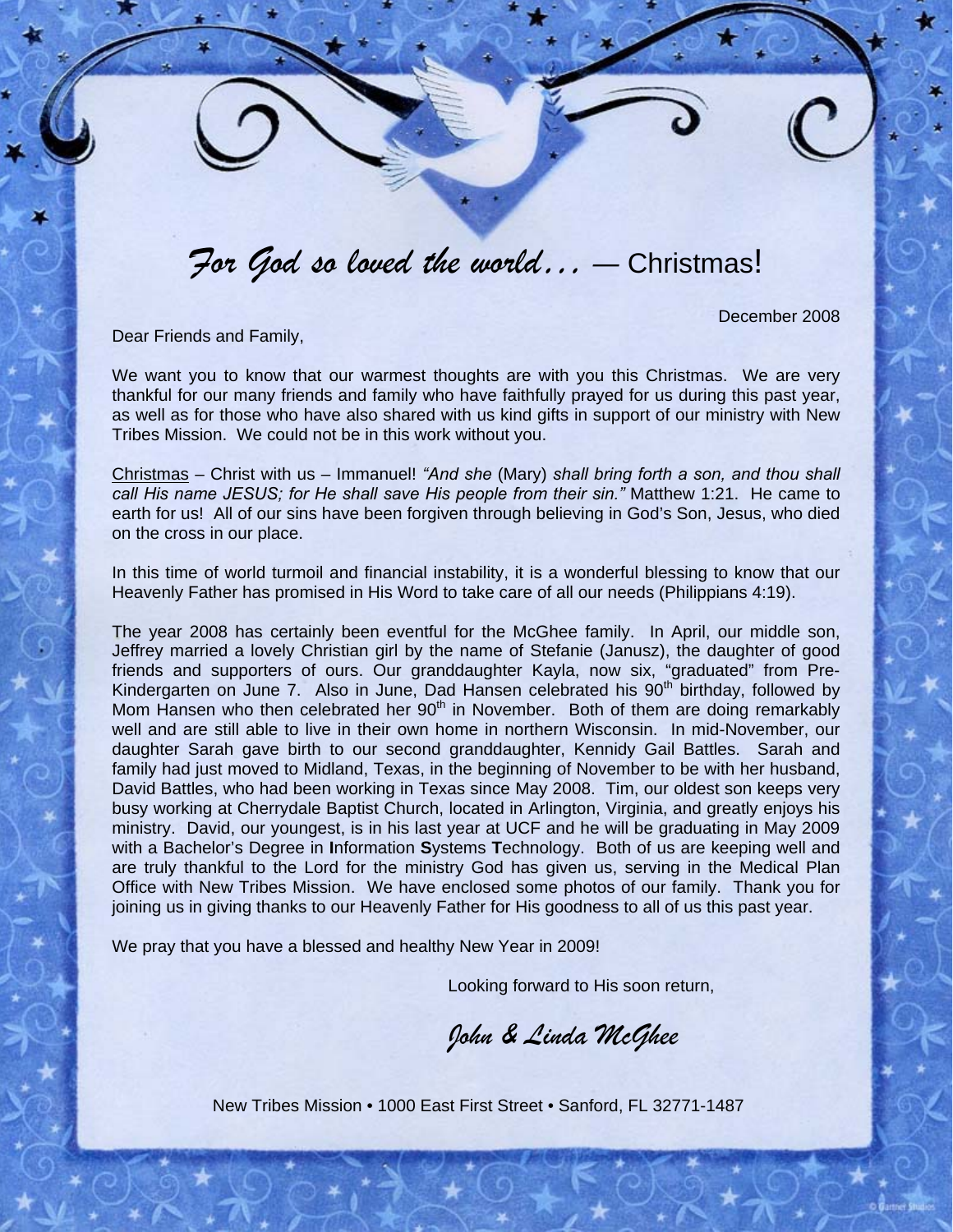# *For God so loved the world...* — Christmas!

December 2008

Dear Friends and Family,

We want you to know that our warmest thoughts are with you this Christmas. We are very thankful for our many friends and family who have faithfully prayed for us during this past year, as well as for those who have also shared with us kind gifts in support of our ministry with New Tribes Mission. We could not be in this work without you.

Christmas – Christ with us – Immanuel! *"And she* (Mary) *shall bring forth a son, and thou shall call His name JESUS; for He shall save His people from their sin."* Matthew 1:21. He came to earth for us! All of our sins have been forgiven through believing in God's Son, Jesus, who died on the cross in our place.

In this time of world turmoil and financial instability, it is a wonderful blessing to know that our Heavenly Father has promised in His Word to take care of all our needs (Philippians 4:19).

The year 2008 has certainly been eventful for the McGhee family. In April, our middle son, Jeffrey married a lovely Christian girl by the name of Stefanie (Janusz), the daughter of good friends and supporters of ours. Our granddaughter Kayla, now six, "graduated" from Pre-Kindergarten on June 7. Also in June, Dad Hansen celebrated his 90th birthday, followed by Mom Hansen who then celebrated her 90th in November. Both of them are doing remarkably well and are still able to live in their own home in northern Wisconsin. In mid-November, our daughter Sarah gave birth to our second granddaughter, Kennidy Gail Battles. Sarah and family had just moved to Midland, Texas, in the beginning of November to be with her husband, David Battles, who had been working in Texas since May 2008. Tim, our oldest son keeps very busy working at Cherrydale Baptist Church, located in Arlington, Virginia, and greatly enjoys his ministry. David, our youngest, is in his last year at UCF and he will be graduating in May 2009 with a Bachelor's Degree in **I**nformation **S**ystems **T**echnology. Both of us are keeping well and are truly thankful to the Lord for the ministry God has given us, serving in the Medical Plan Office with New Tribes Mission. We have enclosed some photos of our family. Thank you for joining us in giving thanks to our Heavenly Father for His goodness to all of us this past year.

We pray that you have a blessed and healthy New Year in 2009!

Looking forward to His soon return,

*John & Linda McGhee*

New Tribes Mission • 1000 East First Street • Sanford, FL 32771-1487